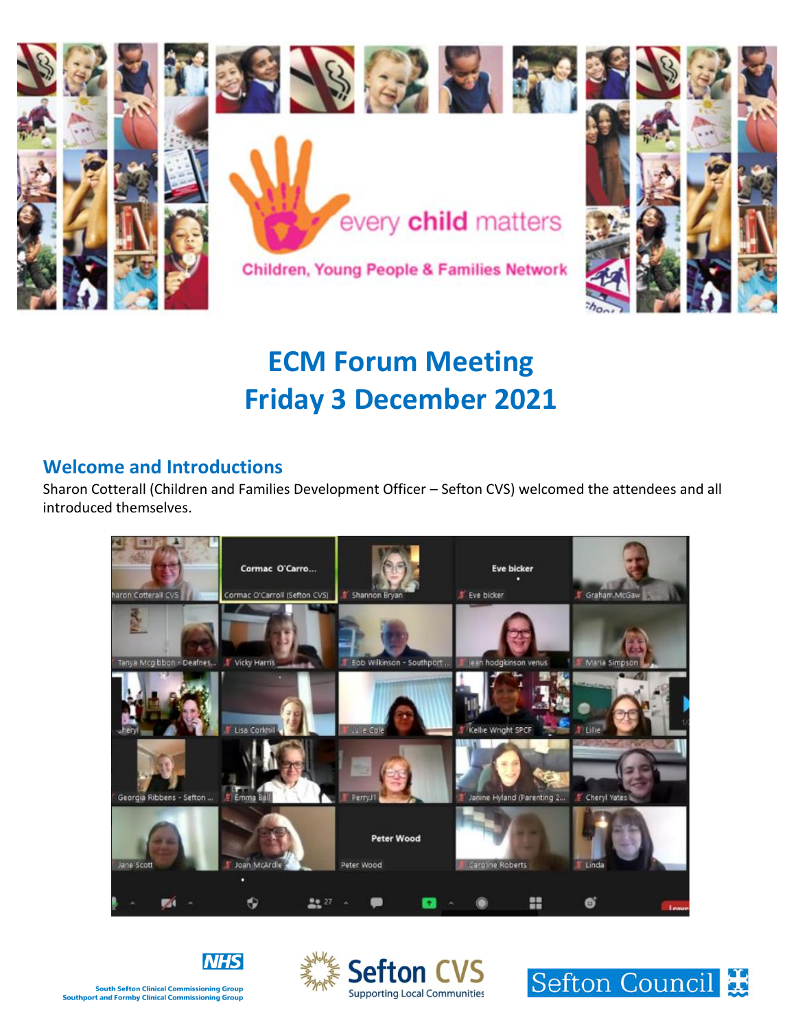every child matters

Children, Young People & Families Network

# ECM Forum Meeting
# Friday 3 December 2021

## Welcome and Introductions

Sharon Cotterall (Children and Families Development Officer – Sefton CVS) welcomed the attendees and all introduced themselves.

South Sefton Clinical Commissioning Group
Southport and Formby Clinical Commissioning Group

Sefton CVS Supporting Local Communities

Sefton Council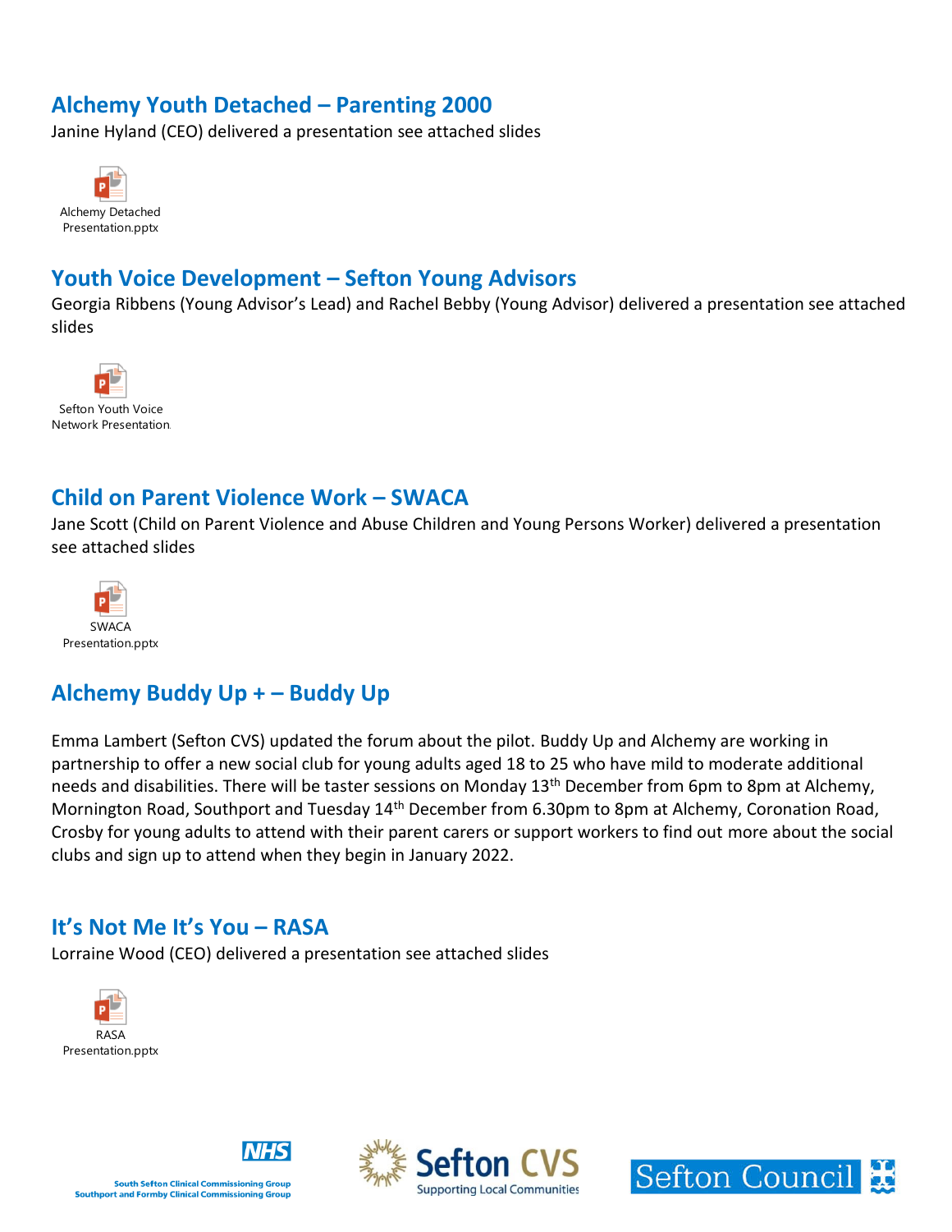## Alchemy Youth Detached – Parenting 2000

Janine Hyland (CEO) delivered a presentation see attached slides

Alchemy Detached Presentation.pptx

## Youth Voice Development – Sefton Young Advisors

Georgia Ribbens (Young Advisor's Lead) and Rachel Bebby (Young Advisor) delivered a presentation see attached slides

Sefton Youth Voice Network Presentation

## Child on Parent Violence Work – SWACA

Jane Scott (Child on Parent Violence and Abuse Children and Young Persons Worker) delivered a presentation see attached slides

SWACA Presentation.pptx

## Alchemy Buddy Up + – Buddy Up

Emma Lambert (Sefton CVS) updated the forum about the pilot. Buddy Up and Alchemy are working in partnership to offer a new social club for young adults aged 18 to 25 who have mild to moderate additional needs and disabilities. There will be taster sessions on Monday 13th December from 6pm to 8pm at Alchemy, Mornington Road, Southport and Tuesday 14th December from 6.30pm to 8pm at Alchemy, Coronation Road, Crosby for young adults to attend with their parent carers or support workers to find out more about the social clubs and sign up to attend when they begin in January 2022.

## It's Not Me It's You – RASA

Lorraine Wood (CEO) delivered a presentation see attached slides

RASA Presentation.pptx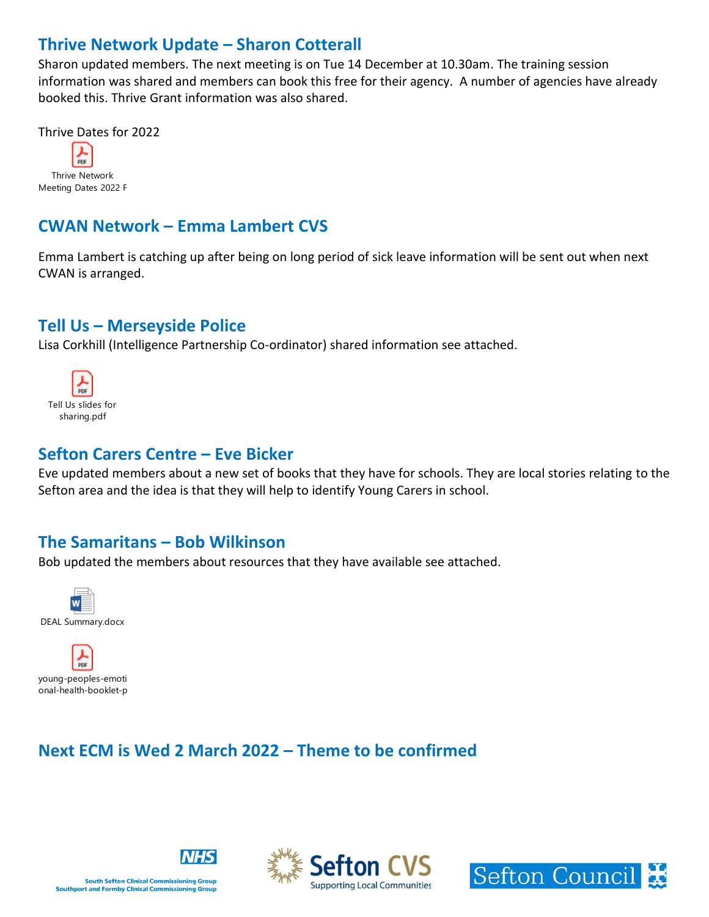## Thrive Network Update – Sharon Cotterall

Sharon updated members. The next meeting is on Tue 14 December at 10.30am. The training session information was shared and members can book this free for their agency. A number of agencies have already booked this. Thrive Grant information was also shared.

Thrive Dates for 2022

Thrive Network Meeting Dates 2022 F

## CWAN Network – Emma Lambert CVS

Emma Lambert is catching up after being on long period of sick leave information will be sent out when next CWAN is arranged.

## Tell Us – Merseyside Police

Lisa Corkhill (Intelligence Partnership Co-ordinator) shared information see attached.

Tell Us slides for sharing.pdf

## Sefton Carers Centre – Eve Bicker

Eve updated members about a new set of books that they have for schools. They are local stories relating to the Sefton area and the idea is that they will help to identify Young Carers in school.

## The Samaritans – Bob Wilkinson

Bob updated the members about resources that they have available see attached.

DEAL Summary.docx

young-peoples-emotional-health-booklet-p

## Next ECM is Wed 2 March 2022 – Theme to be confirmed

NHS
South Sefton Clinical Commissioning Group
Southport and Formby Clinical Commissioning Group

Sefton CVS
Supporting Local Communities

Sefton Council